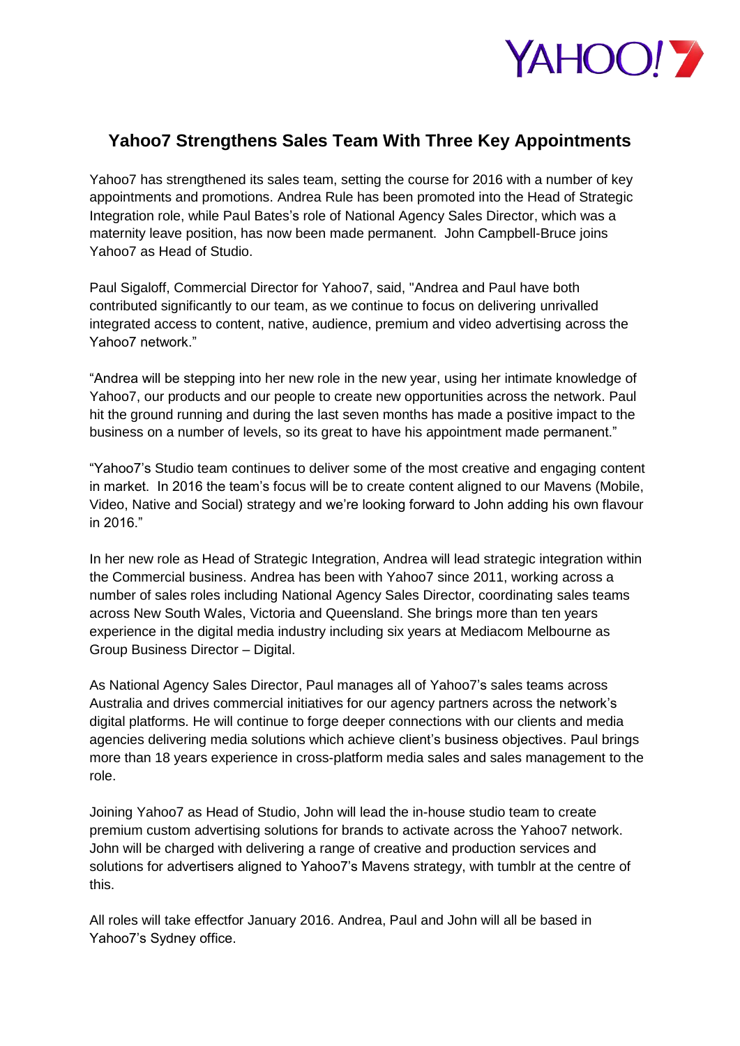# Yahoo7 Strengthens Sales Team With Three Key Appointments

Yahoo7 has strengthened its sales team, setting the course for 2016 with a number of key appointments and promotions. Andrea Rule has been promoted into the Head of Strategic Integration role, while Paul Bates's role of National Agency Sales Director, which was a maternity leave position, has now been made permanent. John Campbell-Bruce joins Yahoo7 as Head of Studio.

Paul Sigaloff, Commercial Director for Yahoo7, said, "Andrea and Paul have both contributed significantly to our team, as we continue to focus on delivering unrivalled integrated access to content, native, audience, premium and video advertising across the Yahoo7 network."

"Andrea will be stepping into her new role in the new year, using her intimate knowledge of Yahoo7, our products and our people to create new opportunities across the network. Paul hit the ground running and during the last seven months has made a positive impact to the business on a number of levels, so its great to have his appointment made permanent."

"Yahoo7's Studio team continues to deliver some of the most creative and engaging content in market. In 2016 the team's focus will be to create content aligned to our Mavens (Mobile, Video, Native and Social) strategy and we're looking forward to John adding his own flavour in 2016."

In her new role as Head of Strategic Integration, Andrea will lead strategic integration within the Commercial business. Andrea has been with Yahoo7 since 2011, working across a number of sales roles including National Agency Sales Director, coordinating sales teams across New South Wales, Victoria and Queensland. She brings more than ten years experience in the digital media industry including six years at Mediacom Melbourne as Group Business Director – Digital.

As National Agency Sales Director, Paul manages all of Yahoo7's sales teams across Australia and drives commercial initiatives for our agency partners across the network's digital platforms. He will continue to forge deeper connections with our clients and media agencies delivering media solutions which achieve client's business objectives. Paul brings more than 18 years experience in cross-platform media sales and sales management to the role.

Joining Yahoo7 as Head of Studio, John will lead the in-house studio team to create premium custom advertising solutions for brands to activate across the Yahoo7 network. John will be charged with delivering a range of creative and production services and solutions for advertisers aligned to Yahoo7's Mavens strategy, with tumblr at the centre of this.

All roles will take effectfor January 2016. Andrea, Paul and John will all be based in Yahoo7's Sydney office.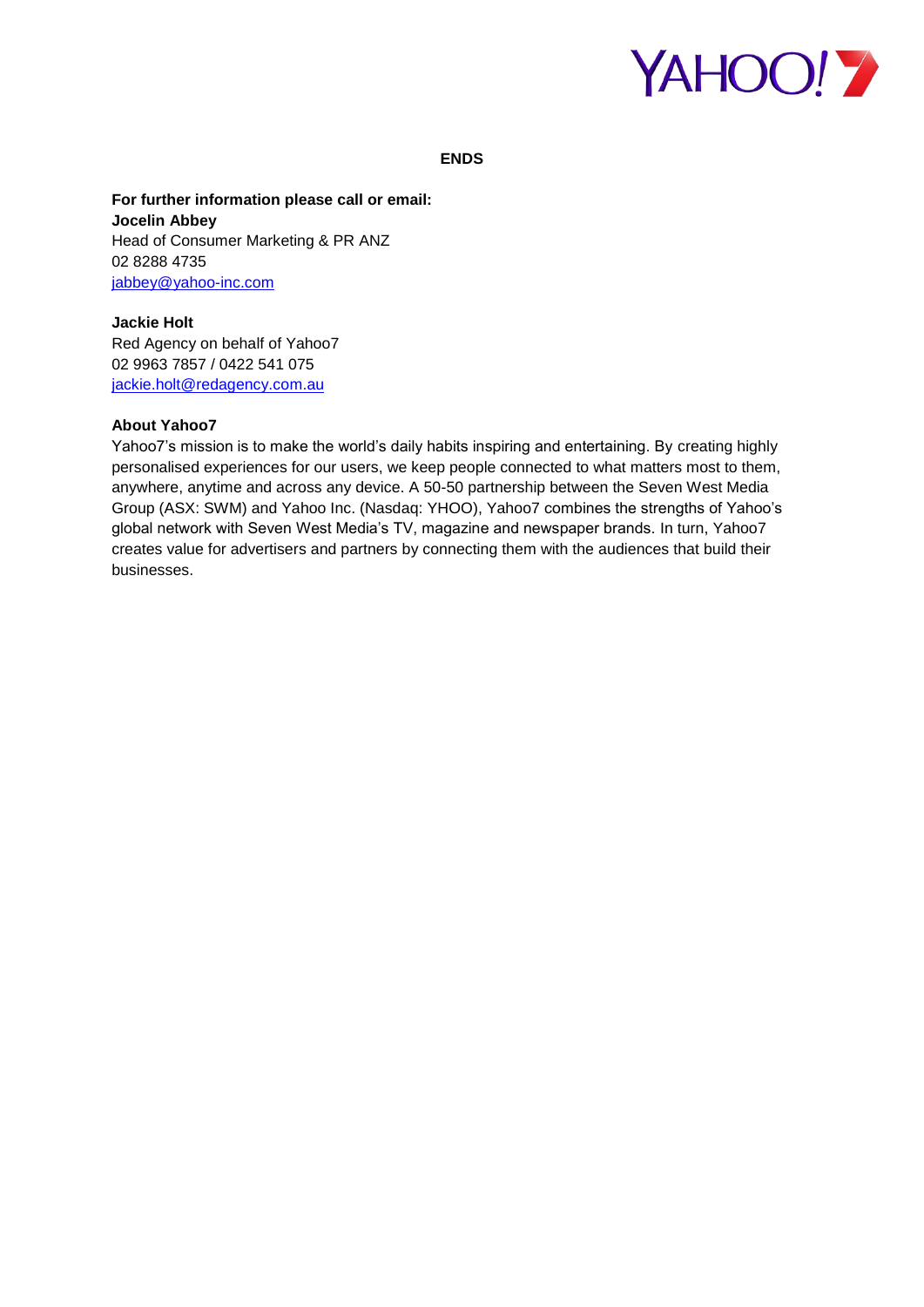**ENDS**

**For further information please call or email:**
**Jocelin Abbey**
Head of Consumer Marketing & PR ANZ
02 8288 4735
jabbey@yahoo-inc.com

**Jackie Holt**
Red Agency on behalf of Yahoo7
02 9963 7857 / 0422 541 075
jackie.holt@redagency.com.au

**About Yahoo7**

Yahoo7's mission is to make the world's daily habits inspiring and entertaining. By creating highly personalised experiences for our users, we keep people connected to what matters most to them, anywhere, anytime and across any device. A 50-50 partnership between the Seven West Media Group (ASX: SWM) and Yahoo Inc. (Nasdaq: YHOO), Yahoo7 combines the strengths of Yahoo's global network with Seven West Media's TV, magazine and newspaper brands. In turn, Yahoo7 creates value for advertisers and partners by connecting them with the audiences that build their businesses.